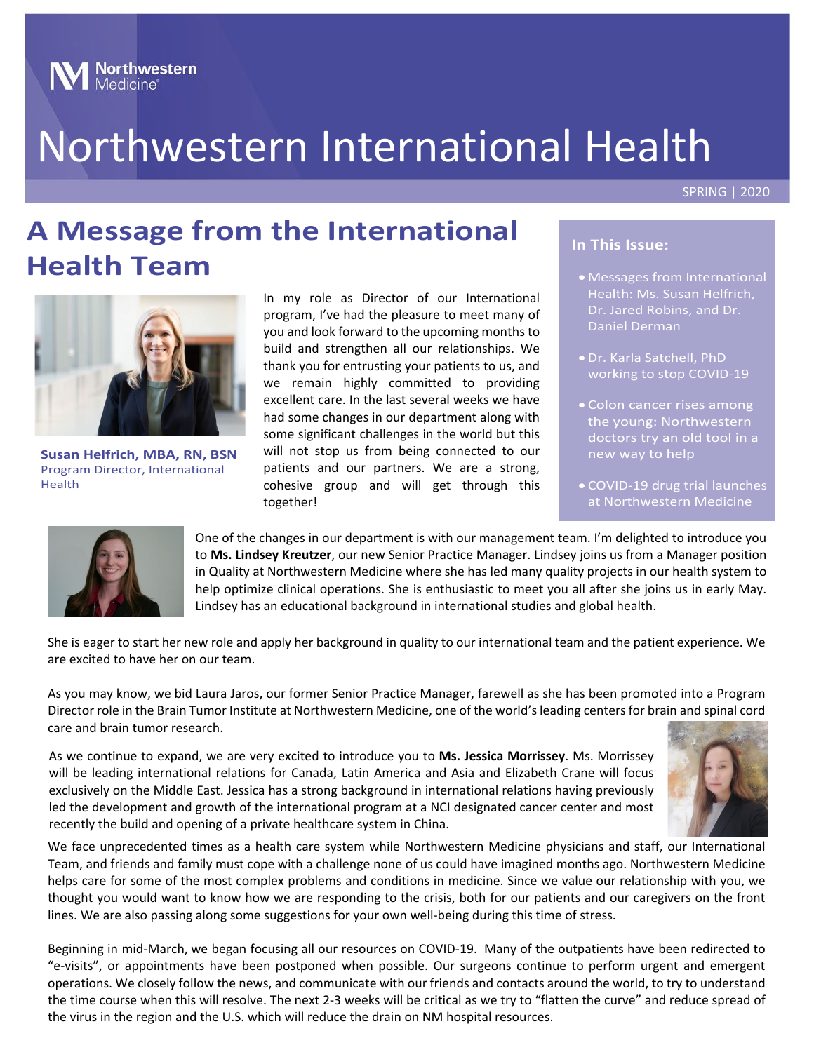Northwestern Medicine

# Northwestern International Health

SPRING | 2020

## A Message from the International Health Team

**Susan Helfrich, MBA, RN, BSN**
Program Director, International Health

In my role as Director of our International program, I've had the pleasure to meet many of you and look forward to the upcoming months to build and strengthen all our relationships. We thank you for entrusting your patients to us, and we remain highly committed to providing excellent care. In the last several weeks we have had some changes in our department along with some significant challenges in the world but this will not stop us from being connected to our patients and our partners. We are a strong, cohesive group and will get through this together!

**In This Issue:**

- Messages from International Health: Ms. Susan Helfrich, Dr. Jared Robins, and Dr. Daniel Derman
- Dr. Karla Satchell, PhD working to stop COVID-19
- Colon cancer rises among the young: Northwestern doctors try an old tool in a new way to help
- COVID-19 drug trial launches at Northwestern Medicine

One of the changes in our department is with our management team. I'm delighted to introduce you to **Ms. Lindsey Kreutzer**, our new Senior Practice Manager. Lindsey joins us from a Manager position in Quality at Northwestern Medicine where she has led many quality projects in our health system to help optimize clinical operations. She is enthusiastic to meet you all after she joins us in early May. Lindsey has an educational background in international studies and global health.

She is eager to start her new role and apply her background in quality to our international team and the patient experience. We are excited to have her on our team.

As you may know, we bid Laura Jaros, our former Senior Practice Manager, farewell as she has been promoted into a Program Director role in the Brain Tumor Institute at Northwestern Medicine, one of the world's leading centers for brain and spinal cord care and brain tumor research.

As we continue to expand, we are very excited to introduce you to **Ms. Jessica Morrissey**. Ms. Morrissey will be leading international relations for Canada, Latin America and Asia and Elizabeth Crane will focus exclusively on the Middle East. Jessica has a strong background in international relations having previously led the development and growth of the international program at a NCI designated cancer center and most recently the build and opening of a private healthcare system in China.

We face unprecedented times as a health care system while Northwestern Medicine physicians and staff, our International Team, and friends and family must cope with a challenge none of us could have imagined months ago. Northwestern Medicine helps care for some of the most complex problems and conditions in medicine. Since we value our relationship with you, we thought you would want to know how we are responding to the crisis, both for our patients and our caregivers on the front lines. We are also passing along some suggestions for your own well-being during this time of stress.

Beginning in mid-March, we began focusing all our resources on COVID-19. Many of the outpatients have been redirected to "e-visits", or appointments have been postponed when possible. Our surgeons continue to perform urgent and emergent operations. We closely follow the news, and communicate with our friends and contacts around the world, to try to understand the time course when this will resolve. The next 2-3 weeks will be critical as we try to "flatten the curve" and reduce spread of the virus in the region and the U.S. which will reduce the drain on NM hospital resources.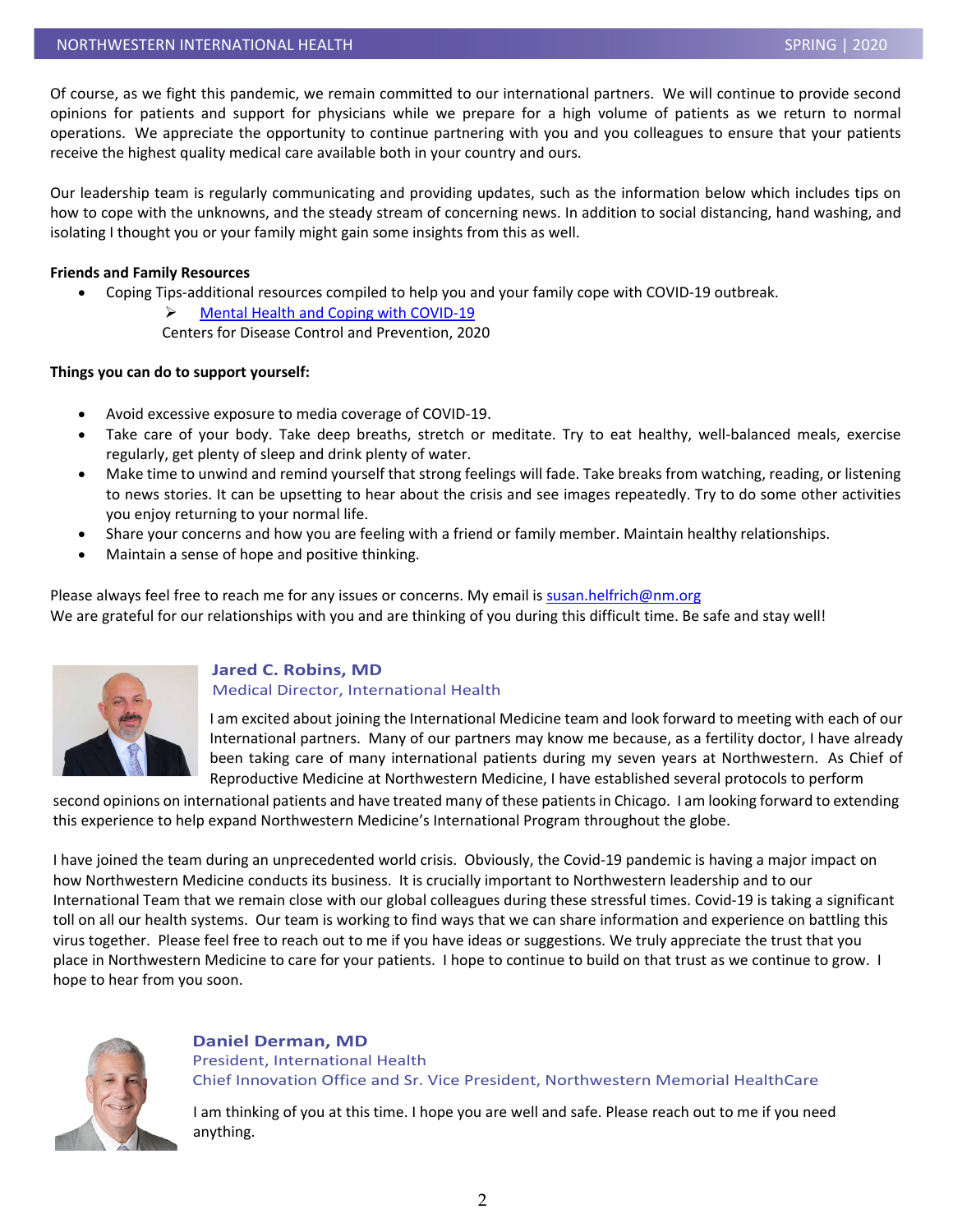Of course, as we fight this pandemic, we remain committed to our international partners. We will continue to provide second opinions for patients and support for physicians while we prepare for a high volume of patients as we return to normal operations. We appreciate the opportunity to continue partnering with you and you colleagues to ensure that your patients receive the highest quality medical care available both in your country and ours.

Our leadership team is regularly communicating and providing updates, such as the information below which includes tips on how to cope with the unknowns, and the steady stream of concerning news. In addition to social distancing, hand washing, and isolating I thought you or your family might gain some insights from this as well.

**Friends and Family Resources**

- Coping Tips-additional resources compiled to help you and your family cope with COVID-19 outbreak.
    - Mental Health and Coping with COVID-19
    
      Centers for Disease Control and Prevention, 2020

**Things you can do to support yourself:**

- Avoid excessive exposure to media coverage of COVID-19.
- Take care of your body. Take deep breaths, stretch or meditate. Try to eat healthy, well-balanced meals, exercise regularly, get plenty of sleep and drink plenty of water.
- Make time to unwind and remind yourself that strong feelings will fade. Take breaks from watching, reading, or listening to news stories. It can be upsetting to hear about the crisis and see images repeatedly. Try to do some other activities you enjoy returning to your normal life.
- Share your concerns and how you are feeling with a friend or family member. Maintain healthy relationships.
- Maintain a sense of hope and positive thinking.

Please always feel free to reach me for any issues or concerns. My email is susan.helfrich@nm.org
We are grateful for our relationships with you and are thinking of you during this difficult time. Be safe and stay well!

### Jared C. Robins, MD
Medical Director, International Health

I am excited about joining the International Medicine team and look forward to meeting with each of our International partners. Many of our partners may know me because, as a fertility doctor, I have already been taking care of many international patients during my seven years at Northwestern. As Chief of Reproductive Medicine at Northwestern Medicine, I have established several protocols to perform second opinions on international patients and have treated many of these patients in Chicago. I am looking forward to extending this experience to help expand Northwestern Medicine's International Program throughout the globe.

I have joined the team during an unprecedented world crisis. Obviously, the Covid-19 pandemic is having a major impact on how Northwestern Medicine conducts its business. It is crucially important to Northwestern leadership and to our International Team that we remain close with our global colleagues during these stressful times. Covid-19 is taking a significant toll on all our health systems. Our team is working to find ways that we can share information and experience on battling this virus together. Please feel free to reach out to me if you have ideas or suggestions. We truly appreciate the trust that you place in Northwestern Medicine to care for your patients. I hope to continue to build on that trust as we continue to grow. I hope to hear from you soon.

### Daniel Derman, MD
President, International Health
Chief Innovation Office and Sr. Vice President, Northwestern Memorial HealthCare

I am thinking of you at this time. I hope you are well and safe. Please reach out to me if you need anything.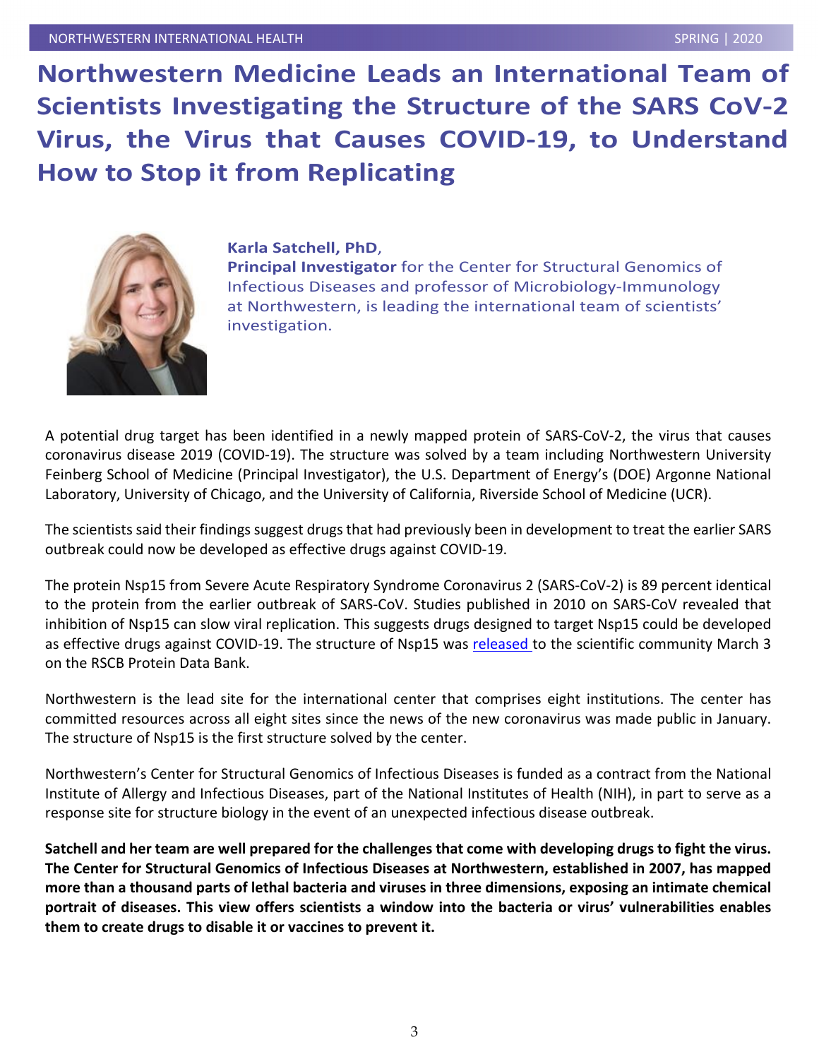# Northwestern Medicine Leads an International Team of Scientists Investigating the Structure of the SARS CoV-2 Virus, the Virus that Causes COVID-19, to Understand How to Stop it from Replicating

**Karla Satchell, PhD**,
**Principal Investigator** for the Center for Structural Genomics of Infectious Diseases and professor of Microbiology-Immunology at Northwestern, is leading the international team of scientists' investigation.

A potential drug target has been identified in a newly mapped protein of SARS-CoV-2, the virus that causes coronavirus disease 2019 (COVID-19). The structure was solved by a team including Northwestern University Feinberg School of Medicine (Principal Investigator), the U.S. Department of Energy's (DOE) Argonne National Laboratory, University of Chicago, and the University of California, Riverside School of Medicine (UCR).

The scientists said their findings suggest drugs that had previously been in development to treat the earlier SARS outbreak could now be developed as effective drugs against COVID-19.

The protein Nsp15 from Severe Acute Respiratory Syndrome Coronavirus 2 (SARS-CoV-2) is 89 percent identical to the protein from the earlier outbreak of SARS-CoV. Studies published in 2010 on SARS-CoV revealed that inhibition of Nsp15 can slow viral replication. This suggests drugs designed to target Nsp15 could be developed as effective drugs against COVID-19. The structure of Nsp15 was released to the scientific community March 3 on the RSCB Protein Data Bank.

Northwestern is the lead site for the international center that comprises eight institutions. The center has committed resources across all eight sites since the news of the new coronavirus was made public in January. The structure of Nsp15 is the first structure solved by the center.

Northwestern's Center for Structural Genomics of Infectious Diseases is funded as a contract from the National Institute of Allergy and Infectious Diseases, part of the National Institutes of Health (NIH), in part to serve as a response site for structure biology in the event of an unexpected infectious disease outbreak.

**Satchell and her team are well prepared for the challenges that come with developing drugs to fight the virus. The Center for Structural Genomics of Infectious Diseases at Northwestern, established in 2007, has mapped more than a thousand parts of lethal bacteria and viruses in three dimensions, exposing an intimate chemical portrait of diseases. This view offers scientists a window into the bacteria or virus' vulnerabilities enables them to create drugs to disable it or vaccines to prevent it.**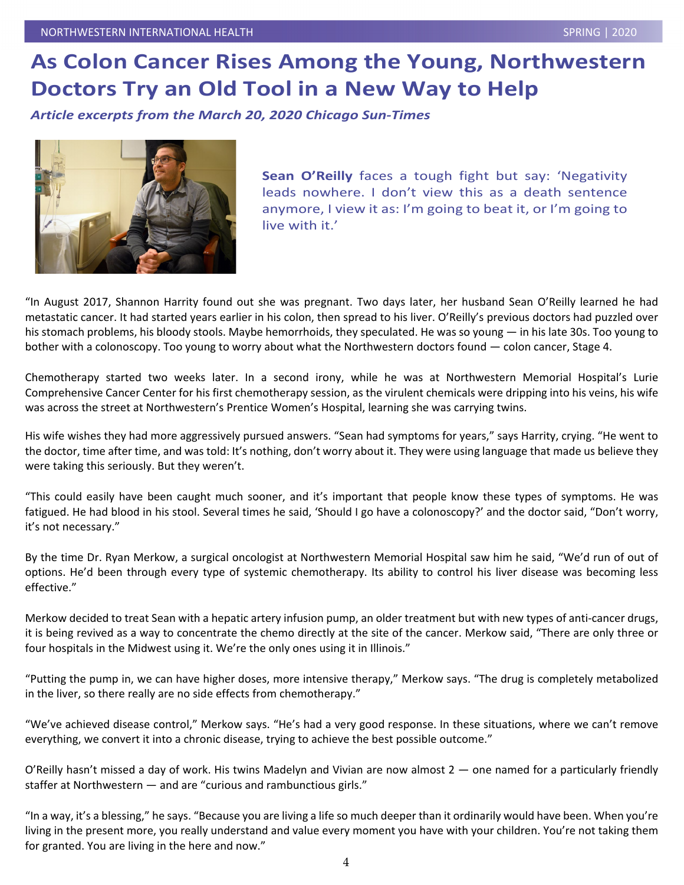# As Colon Cancer Rises Among the Young, Northwestern Doctors Try an Old Tool in a New Way to Help

***Article excerpts from the March 20, 2020 Chicago Sun-Times***

**Sean O'Reilly** faces a tough fight but say: 'Negativity leads nowhere. I don't view this as a death sentence anymore, I view it as: I'm going to beat it, or I'm going to live with it.'

"In August 2017, Shannon Harrity found out she was pregnant. Two days later, her husband Sean O'Reilly learned he had metastatic cancer. It had started years earlier in his colon, then spread to his liver. O'Reilly's previous doctors had puzzled over his stomach problems, his bloody stools. Maybe hemorrhoids, they speculated. He was so young — in his late 30s. Too young to bother with a colonoscopy. Too young to worry about what the Northwestern doctors found — colon cancer, Stage 4.

Chemotherapy started two weeks later. In a second irony, while he was at Northwestern Memorial Hospital's Lurie Comprehensive Cancer Center for his first chemotherapy session, as the virulent chemicals were dripping into his veins, his wife was across the street at Northwestern's Prentice Women's Hospital, learning she was carrying twins.

His wife wishes they had more aggressively pursued answers. "Sean had symptoms for years," says Harrity, crying. "He went to the doctor, time after time, and was told: It's nothing, don't worry about it. They were using language that made us believe they were taking this seriously. But they weren't.

"This could easily have been caught much sooner, and it's important that people know these types of symptoms. He was fatigued. He had blood in his stool. Several times he said, 'Should I go have a colonoscopy?' and the doctor said, "Don't worry, it's not necessary."

By the time Dr. Ryan Merkow, a surgical oncologist at Northwestern Memorial Hospital saw him he said, "We'd run of out of options. He'd been through every type of systemic chemotherapy. Its ability to control his liver disease was becoming less effective."

Merkow decided to treat Sean with a hepatic artery infusion pump, an older treatment but with new types of anti-cancer drugs, it is being revived as a way to concentrate the chemo directly at the site of the cancer. Merkow said, "There are only three or four hospitals in the Midwest using it. We're the only ones using it in Illinois."

"Putting the pump in, we can have higher doses, more intensive therapy," Merkow says. "The drug is completely metabolized in the liver, so there really are no side effects from chemotherapy."

"We've achieved disease control," Merkow says. "He's had a very good response. In these situations, where we can't remove everything, we convert it into a chronic disease, trying to achieve the best possible outcome."

O'Reilly hasn't missed a day of work. His twins Madelyn and Vivian are now almost 2 — one named for a particularly friendly staffer at Northwestern — and are "curious and rambunctious girls."

"In a way, it's a blessing," he says. "Because you are living a life so much deeper than it ordinarily would have been. When you're living in the present more, you really understand and value every moment you have with your children. You're not taking them for granted. You are living in the here and now."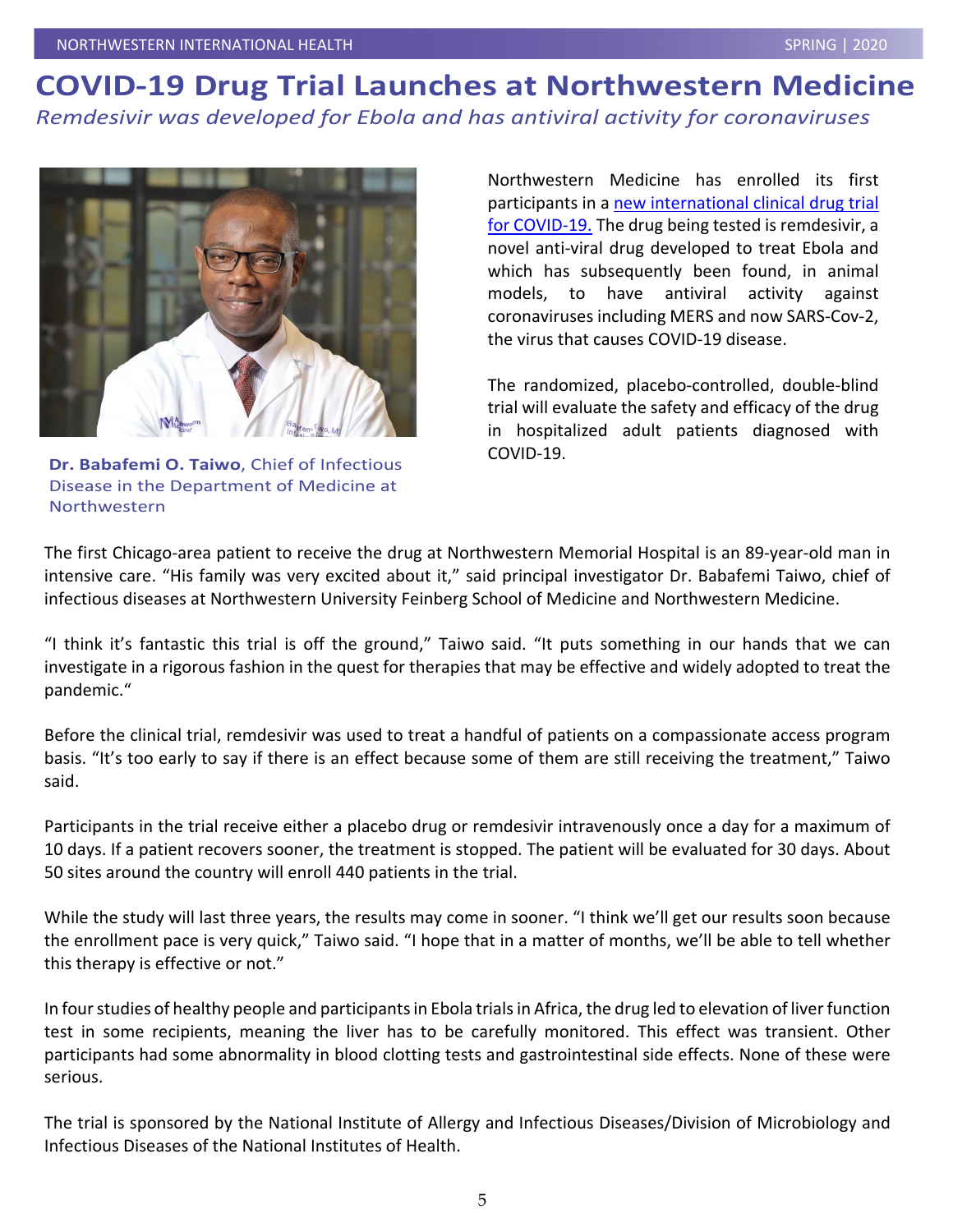# COVID-19 Drug Trial Launches at Northwestern Medicine

*Remdesivir was developed for Ebola and has antiviral activity for coronaviruses*

**Dr. Babafemi O. Taiwo**, Chief of Infectious Disease in the Department of Medicine at Northwestern

Northwestern Medicine has enrolled its first participants in a new international clinical drug trial for COVID-19. The drug being tested is remdesivir, a novel anti-viral drug developed to treat Ebola and which has subsequently been found, in animal models, to have antiviral activity against coronaviruses including MERS and now SARS-Cov-2, the virus that causes COVID-19 disease.

The randomized, placebo-controlled, double-blind trial will evaluate the safety and efficacy of the drug in hospitalized adult patients diagnosed with COVID-19.

The first Chicago-area patient to receive the drug at Northwestern Memorial Hospital is an 89-year-old man in intensive care. "His family was very excited about it," said principal investigator Dr. Babafemi Taiwo, chief of infectious diseases at Northwestern University Feinberg School of Medicine and Northwestern Medicine.

"I think it's fantastic this trial is off the ground," Taiwo said. "It puts something in our hands that we can investigate in a rigorous fashion in the quest for therapies that may be effective and widely adopted to treat the pandemic."

Before the clinical trial, remdesivir was used to treat a handful of patients on a compassionate access program basis. "It's too early to say if there is an effect because some of them are still receiving the treatment," Taiwo said.

Participants in the trial receive either a placebo drug or remdesivir intravenously once a day for a maximum of 10 days. If a patient recovers sooner, the treatment is stopped. The patient will be evaluated for 30 days. About 50 sites around the country will enroll 440 patients in the trial.

While the study will last three years, the results may come in sooner. "I think we'll get our results soon because the enrollment pace is very quick," Taiwo said. "I hope that in a matter of months, we'll be able to tell whether this therapy is effective or not."

In four studies of healthy people and participants in Ebola trials in Africa, the drug led to elevation of liver function test in some recipients, meaning the liver has to be carefully monitored. This effect was transient. Other participants had some abnormality in blood clotting tests and gastrointestinal side effects. None of these were serious.

The trial is sponsored by the National Institute of Allergy and Infectious Diseases/Division of Microbiology and Infectious Diseases of the National Institutes of Health.